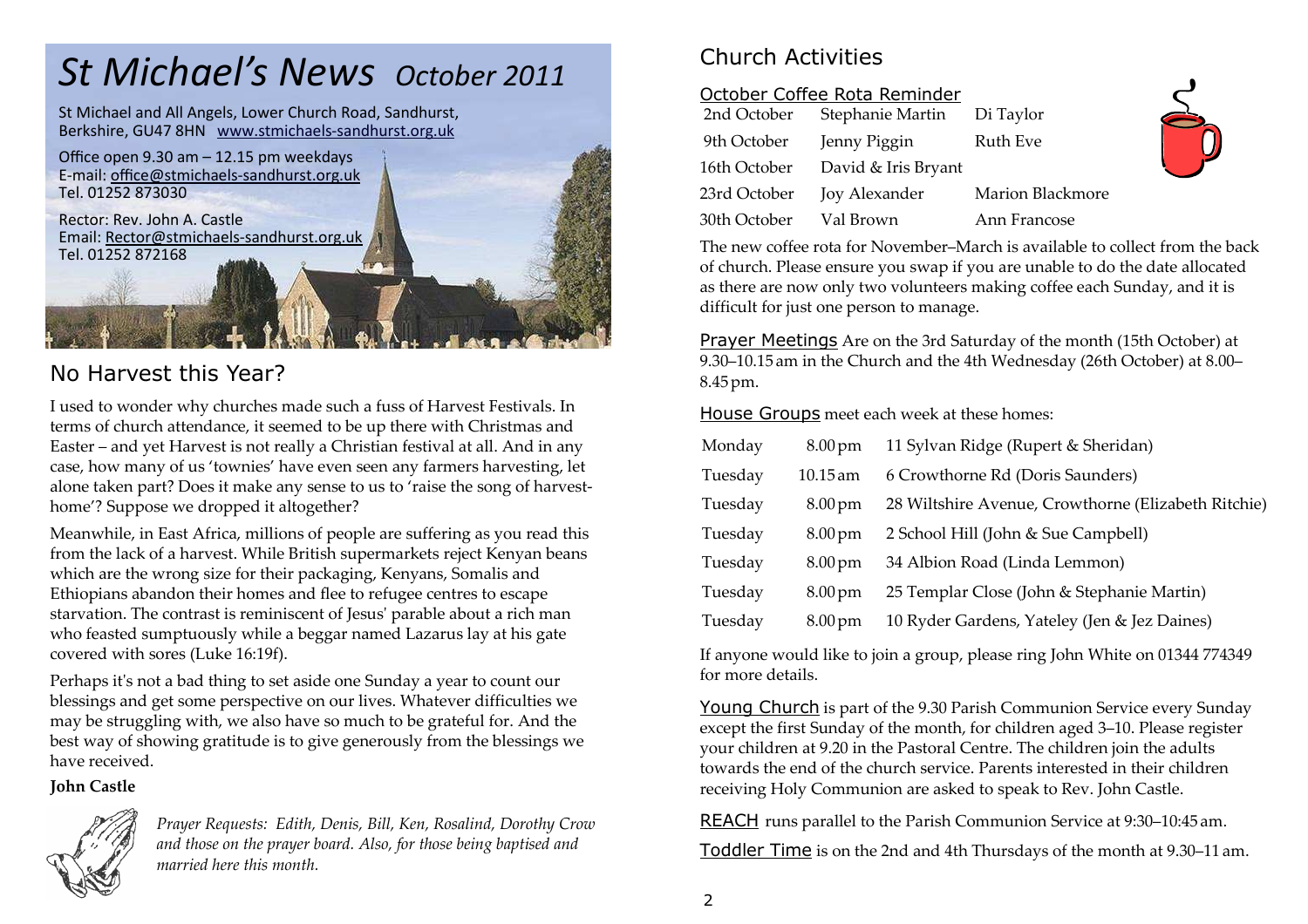# St Michael's News *October 2011*

St Michael and All Angels, Lower Church Road, Sandhurst, Berkshire, GU47 8HN www.stmichaels-sandhurst.org.uk

Office open 9.30 am – 12.15 pm weekdays
E-mail: office@stmichaels-sandhurst.org.uk
Tel. 01252 873030

Rector: Rev. John A. Castle
Email: Rector@stmichaels-sandhurst.org.uk
Tel. 01252 872168

## No Harvest this Year?

I used to wonder why churches made such a fuss of Harvest Festivals. In terms of church attendance, it seemed to be up there with Christmas and Easter – and yet Harvest is not really a Christian festival at all. And in any case, how many of us 'townies' have even seen any farmers harvesting, let alone taken part? Does it make any sense to us to 'raise the song of harvest-home'? Suppose we dropped it altogether?

Meanwhile, in East Africa, millions of people are suffering as you read this from the lack of a harvest. While British supermarkets reject Kenyan beans which are the wrong size for their packaging, Kenyans, Somalis and Ethiopians abandon their homes and flee to refugee centres to escape starvation. The contrast is reminiscent of Jesus' parable about a rich man who feasted sumptuously while a beggar named Lazarus lay at his gate covered with sores (Luke 16:19f).

Perhaps it's not a bad thing to set aside one Sunday a year to count our blessings and get some perspective on our lives. Whatever difficulties we may be struggling with, we also have so much to be grateful for. And the best way of showing gratitude is to give generously from the blessings we have received.

**John Castle**

*Prayer Requests: Edith, Denis, Bill, Ken, Rosalind, Dorothy Crow and those on the prayer board. Also, for those being baptised and married here this month.*

## Church Activities

### October Coffee Rota Reminder

| | | |
|---|---|---|
| 2nd October | Stephanie Martin | Di Taylor |
| 9th October | Jenny Piggin | Ruth Eve |
| 16th October | David & Iris Bryant | |
| 23rd October | Joy Alexander | Marion Blackmore |
| 30th October | Val Brown | Ann Francose |

The new coffee rota for November–March is available to collect from the back of church. Please ensure you swap if you are unable to do the date allocated as there are now only two volunteers making coffee each Sunday, and it is difficult for just one person to manage.

**Prayer Meetings** Are on the 3rd Saturday of the month (15th October) at 9.30–10.15 am in the Church and the 4th Wednesday (26th October) at 8.00–8.45 pm.

**House Groups** meet each week at these homes:

| | | |
|---|---|---|
| Monday | 8.00 pm | 11 Sylvan Ridge (Rupert & Sheridan) |
| Tuesday | 10.15 am | 6 Crowthorne Rd (Doris Saunders) |
| Tuesday | 8.00 pm | 28 Wiltshire Avenue, Crowthorne (Elizabeth Ritchie) |
| Tuesday | 8.00 pm | 2 School Hill (John & Sue Campbell) |
| Tuesday | 8.00 pm | 34 Albion Road (Linda Lemmon) |
| Tuesday | 8.00 pm | 25 Templar Close (John & Stephanie Martin) |
| Tuesday | 8.00 pm | 10 Ryder Gardens, Yateley (Jen & Jez Daines) |

If anyone would like to join a group, please ring John White on 01344 774349 for more details.

**Young Church** is part of the 9.30 Parish Communion Service every Sunday except the first Sunday of the month, for children aged 3–10. Please register your children at 9.20 in the Pastoral Centre. The children join the adults towards the end of the church service. Parents interested in their children receiving Holy Communion are asked to speak to Rev. John Castle.

**REACH** runs parallel to the Parish Communion Service at 9:30–10:45 am.

**Toddler Time** is on the 2nd and 4th Thursdays of the month at 9.30–11 am.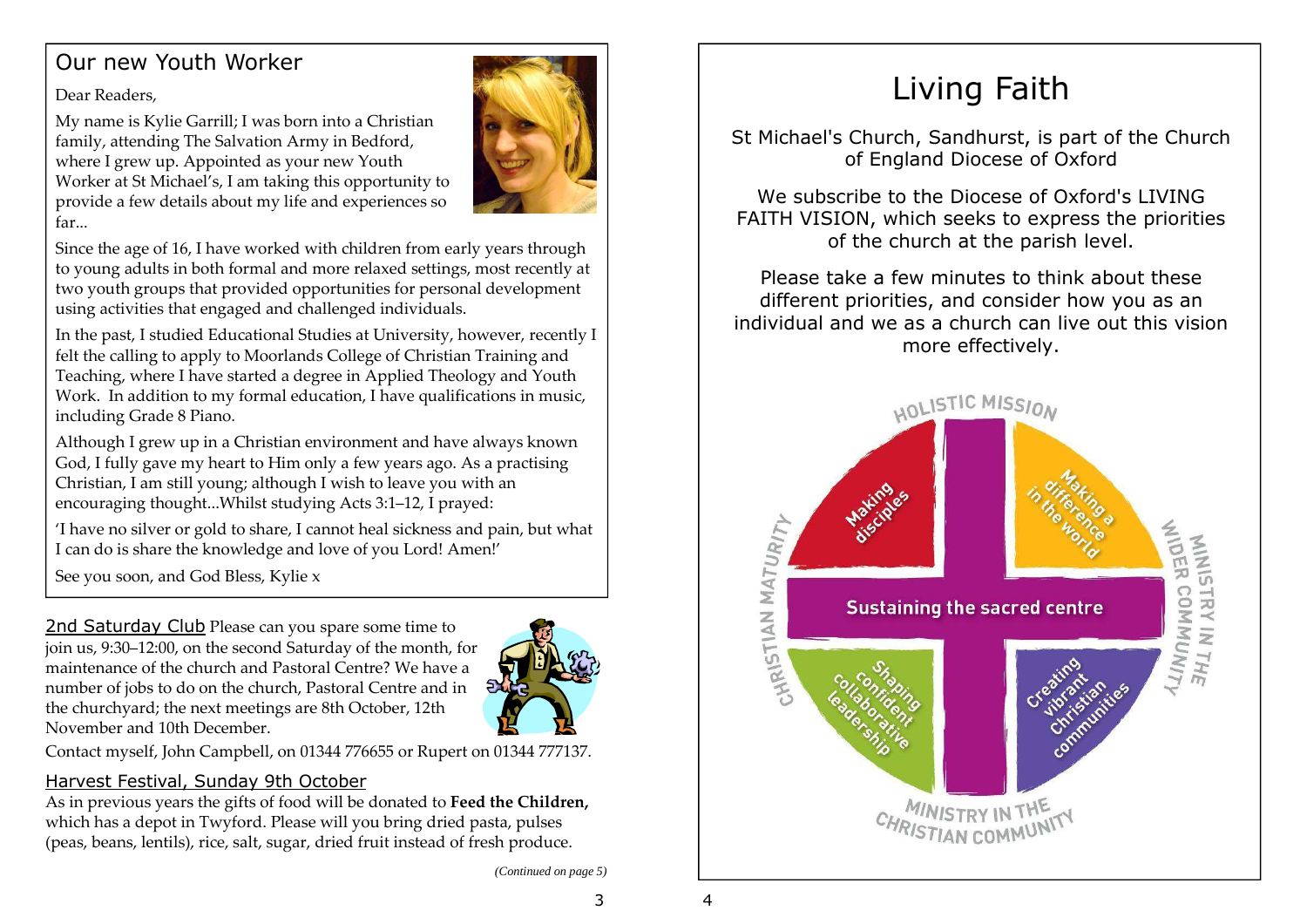## Our new Youth Worker

Dear Readers,

My name is Kylie Garrill; I was born into a Christian family, attending The Salvation Army in Bedford, where I grew up. Appointed as your new Youth Worker at St Michael's, I am taking this opportunity to provide a few details about my life and experiences so far...

Since the age of 16, I have worked with children from early years through to young adults in both formal and more relaxed settings, most recently at two youth groups that provided opportunities for personal development using activities that engaged and challenged individuals.

In the past, I studied Educational Studies at University, however, recently I felt the calling to apply to Moorlands College of Christian Training and Teaching, where I have started a degree in Applied Theology and Youth Work. In addition to my formal education, I have qualifications in music, including Grade 8 Piano.

Although I grew up in a Christian environment and have always known God, I fully gave my heart to Him only a few years ago. As a practising Christian, I am still young; although I wish to leave you with an encouraging thought...Whilst studying Acts 3:1–12, I prayed:

'I have no silver or gold to share, I cannot heal sickness and pain, but what I can do is share the knowledge and love of you Lord! Amen!'

See you soon, and God Bless, Kylie x

**2nd Saturday Club** Please can you spare some time to join us, 9:30–12:00, on the second Saturday of the month, for maintenance of the church and Pastoral Centre? We have a number of jobs to do on the church, Pastoral Centre and in the churchyard; the next meetings are 8th October, 12th November and 10th December.

Contact myself, John Campbell, on 01344 776655 or Rupert on 01344 777137.

**Harvest Festival, Sunday 9th October**
As in previous years the gifts of food will be donated to **Feed the Children,** which has a depot in Twyford. Please will you bring dried pasta, pulses (peas, beans, lentils), rice, salt, sugar, dried fruit instead of fresh produce.

*(Continued on page 5)*

# Living Faith

St Michael's Church, Sandhurst, is part of the Church of England Diocese of Oxford

We subscribe to the Diocese of Oxford's LIVING FAITH VISION, which seeks to express the priorities of the church at the parish level.

Please take a few minutes to think about these different priorities, and consider how you as an individual and we as a church can live out this vision more effectively.

HOLISTIC MISSION

Making disciples

Making a difference in the world

CHRISTIAN MATURITY

Sustaining the sacred centre

MINISTRY IN THE WIDER COMMUNITY

Shaping confident collaborative leadership

Creating vibrant Christian communities

MINISTRY IN THE CHRISTIAN COMMUNITY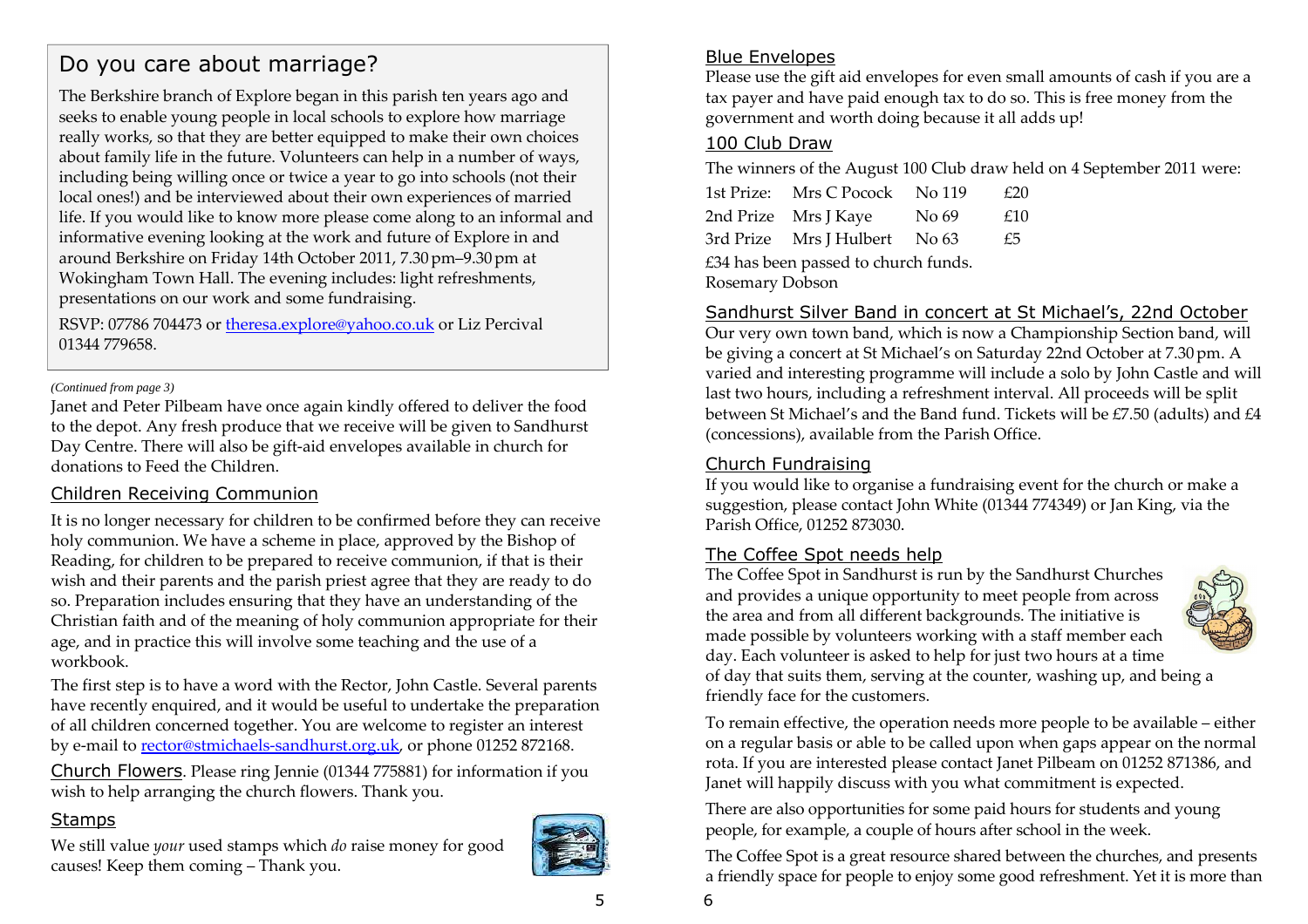## Do you care about marriage?

The Berkshire branch of Explore began in this parish ten years ago and seeks to enable young people in local schools to explore how marriage really works, so that they are better equipped to make their own choices about family life in the future. Volunteers can help in a number of ways, including being willing once or twice a year to go into schools (not their local ones!) and be interviewed about their own experiences of married life. If you would like to know more please come along to an informal and informative evening looking at the work and future of Explore in and around Berkshire on Friday 14th October 2011, 7.30 pm–9.30 pm at Wokingham Town Hall. The evening includes: light refreshments, presentations on our work and some fundraising.

RSVP: 07786 704473 or theresa.explore@yahoo.co.uk or Liz Percival 01344 779658.

*(Continued from page 3)*

Janet and Peter Pilbeam have once again kindly offered to deliver the food to the depot. Any fresh produce that we receive will be given to Sandhurst Day Centre. There will also be gift-aid envelopes available in church for donations to Feed the Children.

## Children Receiving Communion

It is no longer necessary for children to be confirmed before they can receive holy communion. We have a scheme in place, approved by the Bishop of Reading, for children to be prepared to receive communion, if that is their wish and their parents and the parish priest agree that they are ready to do so. Preparation includes ensuring that they have an understanding of the Christian faith and of the meaning of holy communion appropriate for their age, and in practice this will involve some teaching and the use of a workbook.

The first step is to have a word with the Rector, John Castle. Several parents have recently enquired, and it would be useful to undertake the preparation of all children concerned together. You are welcome to register an interest by e-mail to rector@stmichaels-sandhurst.org.uk, or phone 01252 872168.

**Church Flowers**. Please ring Jennie (01344 775881) for information if you wish to help arranging the church flowers. Thank you.

## Stamps

We still value *your* used stamps which *do* raise money for good causes! Keep them coming – Thank you.

## Blue Envelopes

Please use the gift aid envelopes for even small amounts of cash if you are a tax payer and have paid enough tax to do so. This is free money from the government and worth doing because it all adds up!

## 100 Club Draw

The winners of the August 100 Club draw held on 4 September 2011 were:

| | | | |
|---|---|---|---|
| 1st Prize: | Mrs C Pocock | No 119 | £20 |
| 2nd Prize | Mrs J Kaye | No 69 | £10 |
| 3rd Prize | Mrs J Hulbert | No 63 | £5 |

£34 has been passed to church funds.
Rosemary Dobson

## Sandhurst Silver Band in concert at St Michael's, 22nd October

Our very own town band, which is now a Championship Section band, will be giving a concert at St Michael's on Saturday 22nd October at 7.30 pm. A varied and interesting programme will include a solo by John Castle and will last two hours, including a refreshment interval. All proceeds will be split between St Michael's and the Band fund. Tickets will be £7.50 (adults) and £4 (concessions), available from the Parish Office.

## Church Fundraising

If you would like to organise a fundraising event for the church or make a suggestion, please contact John White (01344 774349) or Jan King, via the Parish Office, 01252 873030.

## The Coffee Spot needs help

The Coffee Spot in Sandhurst is run by the Sandhurst Churches and provides a unique opportunity to meet people from across the area and from all different backgrounds. The initiative is made possible by volunteers working with a staff member each day. Each volunteer is asked to help for just two hours at a time of day that suits them, serving at the counter, washing up, and being a friendly face for the customers.

To remain effective, the operation needs more people to be available – either on a regular basis or able to be called upon when gaps appear on the normal rota. If you are interested please contact Janet Pilbeam on 01252 871386, and Janet will happily discuss with you what commitment is expected.

There are also opportunities for some paid hours for students and young people, for example, a couple of hours after school in the week.

The Coffee Spot is a great resource shared between the churches, and presents a friendly space for people to enjoy some good refreshment. Yet it is more than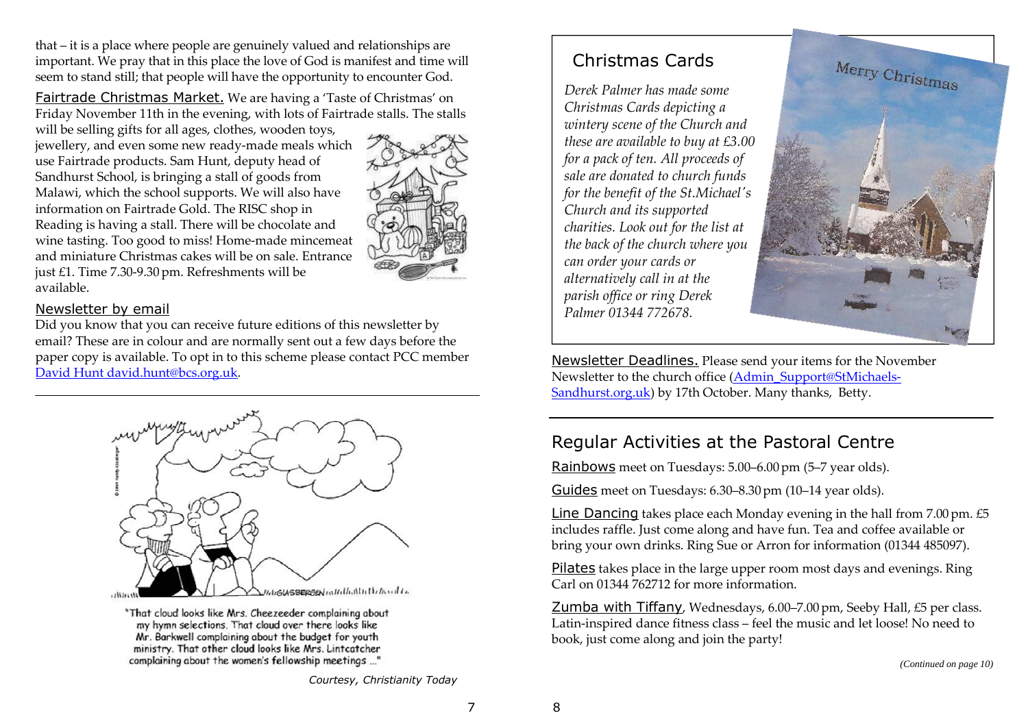that – it is a place where people are genuinely valued and relationships are important. We pray that in this place the love of God is manifest and time will seem to stand still; that people will have the opportunity to encounter God.

Fairtrade Christmas Market. We are having a 'Taste of Christmas' on Friday November 11th in the evening, with lots of Fairtrade stalls. The stalls will be selling gifts for all ages, clothes, wooden toys, jewellery, and even some new ready-made meals which use Fairtrade products. Sam Hunt, deputy head of Sandhurst School, is bringing a stall of goods from Malawi, which the school supports. We will also have information on Fairtrade Gold. The RISC shop in Reading is having a stall. There will be chocolate and wine tasting. Too good to miss! Home-made mincemeat and miniature Christmas cakes will be on sale. Entrance just £1. Time 7.30-9.30 pm. Refreshments will be available.

## Newsletter by email

Did you know that you can receive future editions of this newsletter by email? These are in colour and are normally sent out a few days before the paper copy is available. To opt in to this scheme please contact PCC member David Hunt david.hunt@bcs.org.uk.

"That cloud looks like Mrs. Cheezeeder complaining about my hymn selections. That cloud over there looks like Mr. Barkwell complaining about the budget for youth ministry. That other cloud looks like Mrs. Lintcatcher complaining about the women's fellowship meetings ..."

*Courtesy, Christianity Today*

## Christmas Cards

*Derek Palmer has made some Christmas Cards depicting a wintery scene of the Church and these are available to buy at £3.00 for a pack of ten. All proceeds of sale are donated to church funds for the benefit of the St.Michael's Church and its supported charities. Look out for the list at the back of the church where you can order your cards or alternatively call in at the parish office or ring Derek Palmer 01344 772678.*

Newsletter Deadlines. Please send your items for the November Newsletter to the church office (Admin_Support@StMichaels-Sandhurst.org.uk) by 17th October. Many thanks, Betty.

## Regular Activities at the Pastoral Centre

Rainbows meet on Tuesdays: 5.00–6.00 pm (5–7 year olds).

Guides meet on Tuesdays: 6.30–8.30 pm (10–14 year olds).

Line Dancing takes place each Monday evening in the hall from 7.00 pm. £5 includes raffle. Just come along and have fun. Tea and coffee available or bring your own drinks. Ring Sue or Arron for information (01344 485097).

Pilates takes place in the large upper room most days and evenings. Ring Carl on 01344 762712 for more information.

Zumba with Tiffany, Wednesdays, 6.00–7.00 pm, Seeby Hall, £5 per class. Latin-inspired dance fitness class – feel the music and let loose! No need to book, just come along and join the party!

*(Continued on page 10)*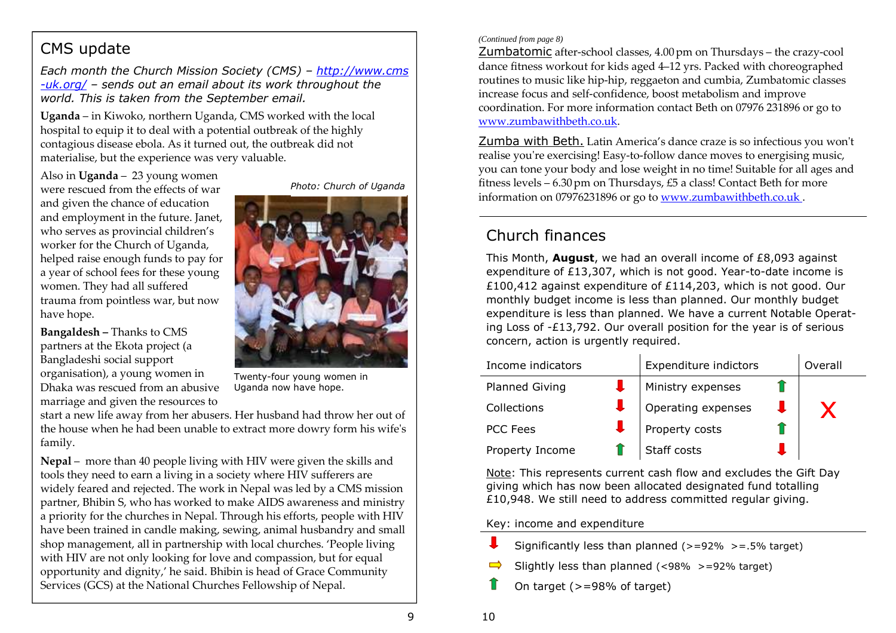## CMS update

*Each month the Church Mission Society (CMS) – [http://www.cms-uk.org/](http://www.cms-uk.org/) – sends out an email about its work throughout the world. This is taken from the September email.*

**Uganda** – in Kiwoko, northern Uganda, CMS worked with the local hospital to equip it to deal with a potential outbreak of the highly contagious disease ebola. As it turned out, the outbreak did not materialise, but the experience was very valuable.

Also in **Uganda** – 23 young women were rescued from the effects of war and given the chance of education and employment in the future. Janet, who serves as provincial children's worker for the Church of Uganda, helped raise enough funds to pay for a year of school fees for these young women. They had all suffered trauma from pointless war, but now have hope.

*Photo: Church of Uganda*

Twenty-four young women in Uganda now have hope.

**Bangaldesh –** Thanks to CMS partners at the Ekota project (a Bangladeshi social support organisation), a young women in Dhaka was rescued from an abusive marriage and given the resources to start a new life away from her abusers. Her husband had throw her out of the house when he had been unable to extract more dowry form his wife's family.

**Nepal** – more than 40 people living with HIV were given the skills and tools they need to earn a living in a society where HIV sufferers are widely feared and rejected. The work in Nepal was led by a CMS mission partner, Bhibin S, who has worked to make AIDS awareness and ministry a priority for the churches in Nepal. Through his efforts, people with HIV have been trained in candle making, sewing, animal husbandry and small shop management, all in partnership with local churches. 'People living with HIV are not only looking for love and compassion, but for equal opportunity and dignity,' he said. Bhibin is head of Grace Community Services (GCS) at the National Churches Fellowship of Nepal.

*(Continued from page 8)*

Zumbatomic after-school classes, 4.00 pm on Thursdays – the crazy-cool dance fitness workout for kids aged 4–12 yrs. Packed with choreographed routines to music like hip-hip, reggaeton and cumbia, Zumbatomic classes increase focus and self-confidence, boost metabolism and improve coordination. For more information contact Beth on 07976 231896 or go to [www.zumbawithbeth.co.uk](www.zumbawithbeth.co.uk).

Zumba with Beth. Latin America's dance craze is so infectious you won't realise you're exercising! Easy-to-follow dance moves to energising music, you can tone your body and lose weight in no time! Suitable for all ages and fitness levels – 6.30 pm on Thursdays, £5 a class! Contact Beth for more information on 07976231896 or go to [www.zumbawithbeth.co.uk](www.zumbawithbeth.co.uk).

## Church finances

This Month, **August**, we had an overall income of £8,093 against expenditure of £13,307, which is not good. Year-to-date income is £100,412 against expenditure of £114,203, which is not good. Our monthly budget income is less than planned. Our monthly budget expenditure is less than planned. We have a current Notable Operating Loss of -£13,792. Our overall position for the year is of serious concern, action is urgently required.

| Income indicators | | Expenditure indictors | | Overall |
|---|---|---|---|---|
| Planned Giving | ⬇ (red) | Ministry expenses | ⬆ (green) | X |
| Collections | ⬇ (red) | Operating expenses | ⬇ (red) | |
| PCC Fees | ⬇ (red) | Property costs | ⬆ (green) | |
| Property Income | ⬆ (green) | Staff costs | ⬇ (red) | |

Note: This represents current cash flow and excludes the Gift Day giving which has now been allocated designated fund totalling £10,948. We still need to address committed regular giving.

Key: income and expenditure

- ⬇ (red) Significantly less than planned (>=92% >=.5% target)
- ⇨ (yellow) Slightly less than planned (<98% >=92% target)
- ⬆ (green) On target (>=98% of target)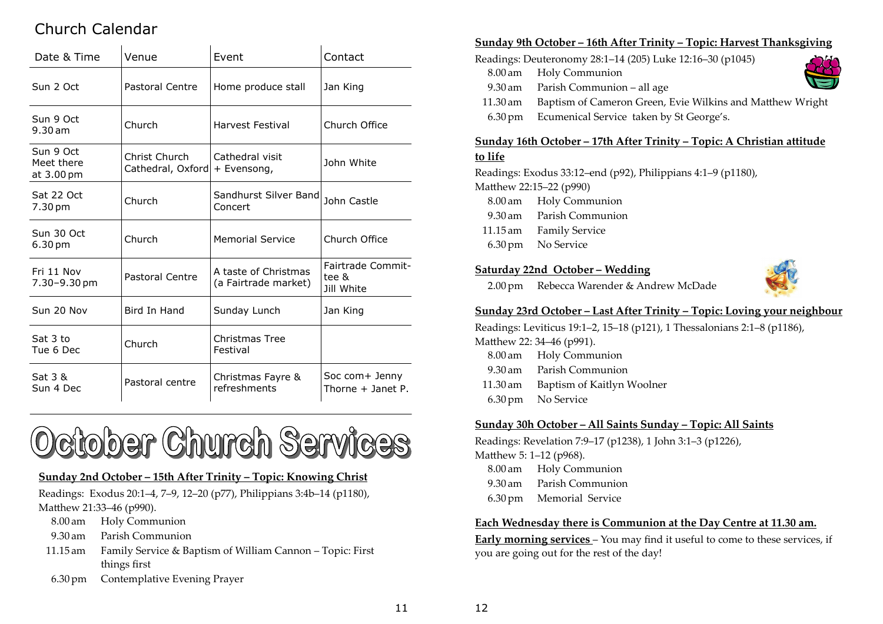# Church Calendar

| Date & Time | Venue | Event | Contact |
|---|---|---|---|
| Sun 2 Oct | Pastoral Centre | Home produce stall | Jan King |
| Sun 9 Oct 9.30 am | Church | Harvest Festival | Church Office |
| Sun 9 Oct Meet there at 3.00 pm | Christ Church Cathedral, Oxford | Cathedral visit + Evensong, | John White |
| Sat 22 Oct 7.30 pm | Church | Sandhurst Silver Band Concert | John Castle |
| Sun 30 Oct 6.30 pm | Church | Memorial Service | Church Office |
| Fri 11 Nov 7.30–9.30 pm | Pastoral Centre | A taste of Christmas (a Fairtrade market) | Fairtrade Committee & Jill White |
| Sun 20 Nov | Bird In Hand | Sunday Lunch | Jan King |
| Sat 3 to Tue 6 Dec | Church | Christmas Tree Festival | |
| Sat 3 & Sun 4 Dec | Pastoral centre | Christmas Fayre & refreshments | Soc com+ Jenny Thorne + Janet P. |

# October Church Services

**Sunday 2nd October – 15th After Trinity – Topic: Knowing Christ**

Readings: Exodus 20:1–4, 7–9, 12–20 (p77), Philippians 3:4b–14 (p1180), Matthew 21:33–46 (p990).

- 8.00 am Holy Communion
- 9.30 am Parish Communion
- 11.15 am Family Service & Baptism of William Cannon – Topic: First things first
- 6.30 pm Contemplative Evening Prayer

**Sunday 9th October – 16th After Trinity – Topic: Harvest Thanksgiving**

Readings: Deuteronomy 28:1–14 (205) Luke 12:16–30 (p1045)

- 8.00 am Holy Communion
- 9.30 am Parish Communion – all age
- 11.30 am Baptism of Cameron Green, Evie Wilkins and Matthew Wright
- 6.30 pm Ecumenical Service taken by St George's.

**Sunday 16th October – 17th After Trinity – Topic: A Christian attitude to life**

Readings: Exodus 33:12–end (p92), Philippians 4:1–9 (p1180), Matthew 22:15–22 (p990)

- 8.00 am Holy Communion
- 9.30 am Parish Communion
- 11.15 am Family Service
- 6.30 pm No Service

**Saturday 22nd October – Wedding**

- 2.00 pm Rebecca Warender & Andrew McDade

**Sunday 23rd October – Last After Trinity – Topic: Loving your neighbour**

Readings: Leviticus 19:1–2, 15–18 (p121), 1 Thessalonians 2:1–8 (p1186), Matthew 22: 34–46 (p991).

- 8.00 am Holy Communion
- 9.30 am Parish Communion
- 11.30 am Baptism of Kaitlyn Woolner
- 6.30 pm No Service

**Sunday 30h October – All Saints Sunday – Topic: All Saints**

Readings: Revelation 7:9–17 (p1238), 1 John 3:1–3 (p1226), Matthew 5: 1–12 (p968).

- 8.00 am Holy Communion
- 9.30 am Parish Communion
- 6.30 pm Memorial Service

**Each Wednesday there is Communion at the Day Centre at 11.30 am.**

**Early morning services** – You may find it useful to come to these services, if you are going out for the rest of the day!